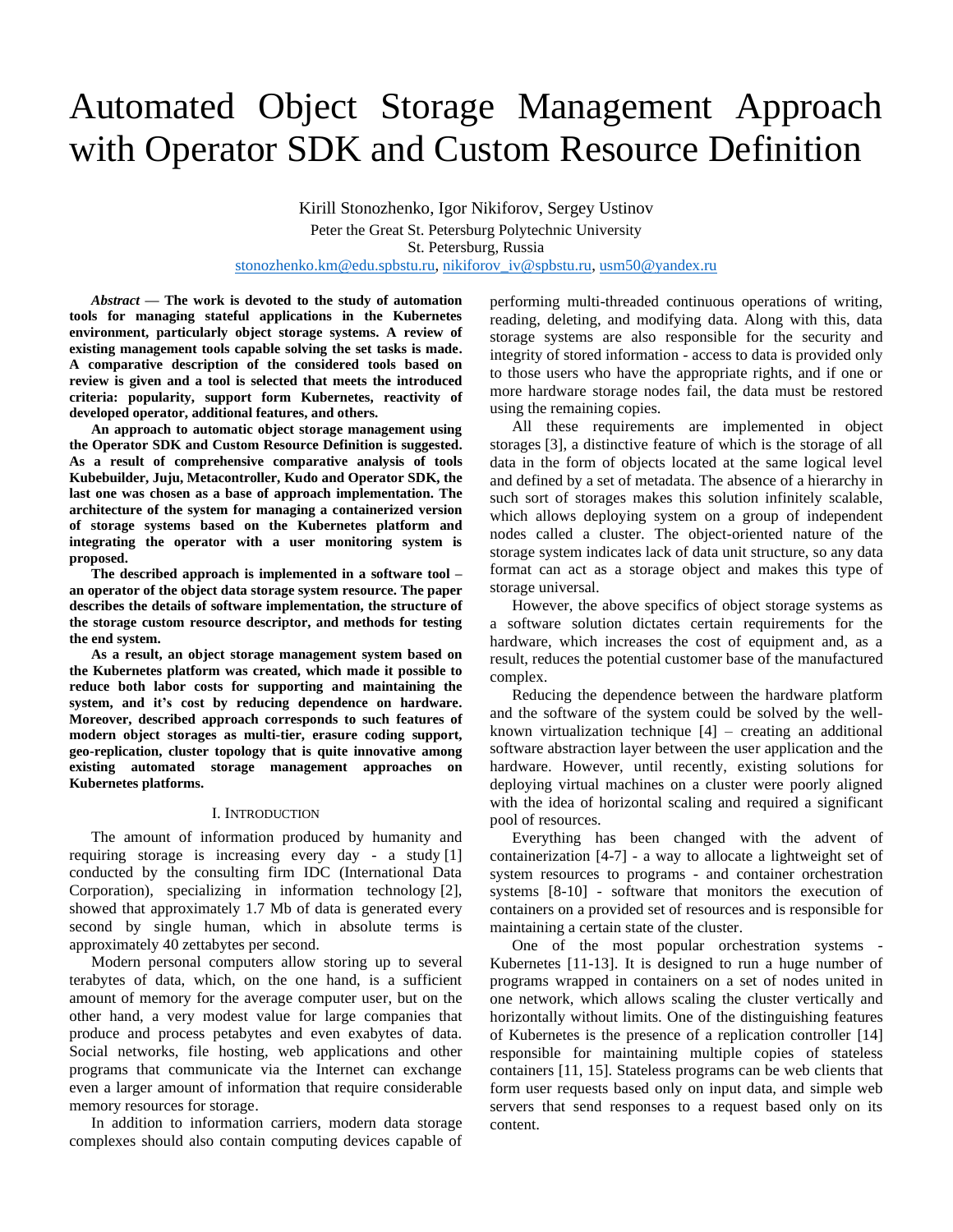# Automated Object Storage Management Approach with Operator SDK and Custom Resource Definition

Kirill Stonozhenko, Igor Nikiforov, Sergey Ustinov
Peter the Great St. Petersburg Polytechnic University
St. Petersburg, Russia
stonozhenko.km@edu.spbstu.ru, nikiforov_iv@spbstu.ru, usm50@yandex.ru

***Abstract* — The work is devoted to the study of automation tools for managing stateful applications in the Kubernetes environment, particularly object storage systems. A review of existing management tools capable solving the set tasks is made. A comparative description of the considered tools based on review is given and a tool is selected that meets the introduced criteria: popularity, support form Kubernetes, reactivity of developed operator, additional features, and others.**

**An approach to automatic object storage management using the Operator SDK and Custom Resource Definition is suggested. As a result of comprehensive comparative analysis of tools Kubebuilder, Juju, Metacontroller, Kudo and Operator SDK, the last one was chosen as a base of approach implementation. The architecture of the system for managing a containerized version of storage systems based on the Kubernetes platform and integrating the operator with a user monitoring system is proposed.**

**The described approach is implemented in a software tool – an operator of the object data storage system resource. The paper describes the details of software implementation, the structure of the storage custom resource descriptor, and methods for testing the end system.**

**As a result, an object storage management system based on the Kubernetes platform was created, which made it possible to reduce both labor costs for supporting and maintaining the system, and it's cost by reducing dependence on hardware. Moreover, described approach corresponds to such features of modern object storages as multi-tier, erasure coding support, geo-replication, cluster topology that is quite innovative among existing automated storage management approaches on Kubernetes platforms.**

## I. Introduction

The amount of information produced by humanity and requiring storage is increasing every day - a study [1] conducted by the consulting firm IDC (International Data Corporation), specializing in information technology [2], showed that approximately 1.7 Mb of data is generated every second by single human, which in absolute terms is approximately 40 zettabytes per second.

Modern personal computers allow storing up to several terabytes of data, which, on the one hand, is a sufficient amount of memory for the average computer user, but on the other hand, a very modest value for large companies that produce and process petabytes and even exabytes of data. Social networks, file hosting, web applications and other programs that communicate via the Internet can exchange even a larger amount of information that require considerable memory resources for storage.

In addition to information carriers, modern data storage complexes should also contain computing devices capable of performing multi-threaded continuous operations of writing, reading, deleting, and modifying data. Along with this, data storage systems are also responsible for the security and integrity of stored information - access to data is provided only to those users who have the appropriate rights, and if one or more hardware storage nodes fail, the data must be restored using the remaining copies.

All these requirements are implemented in object storages [3], a distinctive feature of which is the storage of all data in the form of objects located at the same logical level and defined by a set of metadata. The absence of a hierarchy in such sort of storages makes this solution infinitely scalable, which allows deploying system on a group of independent nodes called a cluster. The object-oriented nature of the storage system indicates lack of data unit structure, so any data format can act as a storage object and makes this type of storage universal.

However, the above specifics of object storage systems as a software solution dictates certain requirements for the hardware, which increases the cost of equipment and, as a result, reduces the potential customer base of the manufactured complex.

Reducing the dependence between the hardware platform and the software of the system could be solved by the well-known virtualization technique [4] – creating an additional software abstraction layer between the user application and the hardware. However, until recently, existing solutions for deploying virtual machines on a cluster were poorly aligned with the idea of horizontal scaling and required a significant pool of resources.

Everything has been changed with the advent of containerization [4-7] - a way to allocate a lightweight set of system resources to programs - and container orchestration systems [8-10] - software that monitors the execution of containers on a provided set of resources and is responsible for maintaining a certain state of the cluster.

One of the most popular orchestration systems - Kubernetes [11-13]. It is designed to run a huge number of programs wrapped in containers on a set of nodes united in one network, which allows scaling the cluster vertically and horizontally without limits. One of the distinguishing features of Kubernetes is the presence of a replication controller [14] responsible for maintaining multiple copies of stateless containers [11, 15]. Stateless programs can be web clients that form user requests based only on input data, and simple web servers that send responses to a request based only on its content.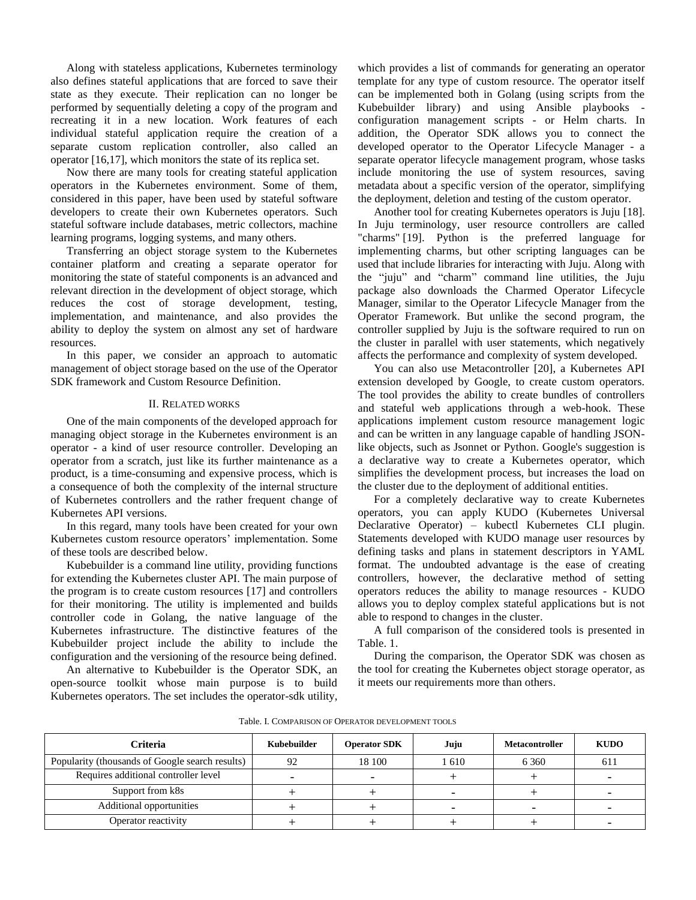Along with stateless applications, Kubernetes terminology also defines stateful applications that are forced to save their state as they execute. Their replication can no longer be performed by sequentially deleting a copy of the program and recreating it in a new location. Work features of each individual stateful application require the creation of a separate custom replication controller, also called an operator [16,17], which monitors the state of its replica set.

Now there are many tools for creating stateful application operators in the Kubernetes environment. Some of them, considered in this paper, have been used by stateful software developers to create their own Kubernetes operators. Such stateful software include databases, metric collectors, machine learning programs, logging systems, and many others.

Transferring an object storage system to the Kubernetes container platform and creating a separate operator for monitoring the state of stateful components is an advanced and relevant direction in the development of object storage, which reduces the cost of storage development, testing, implementation, and maintenance, and also provides the ability to deploy the system on almost any set of hardware resources.

In this paper, we consider an approach to automatic management of object storage based on the use of the Operator SDK framework and Custom Resource Definition.

## II. Related works

One of the main components of the developed approach for managing object storage in the Kubernetes environment is an operator - a kind of user resource controller. Developing an operator from a scratch, just like its further maintenance as a product, is a time-consuming and expensive process, which is a consequence of both the complexity of the internal structure of Kubernetes controllers and the rather frequent change of Kubernetes API versions.

In this regard, many tools have been created for your own Kubernetes custom resource operators' implementation. Some of these tools are described below.

Kubebuilder is a command line utility, providing functions for extending the Kubernetes cluster API. The main purpose of the program is to create custom resources [17] and controllers for their monitoring. The utility is implemented and builds controller code in Golang, the native language of the Kubernetes infrastructure. The distinctive features of the Kubebuilder project include the ability to include the configuration and the versioning of the resource being defined.

An alternative to Kubebuilder is the Operator SDK, an open-source toolkit whose main purpose is to build Kubernetes operators. The set includes the operator-sdk utility, which provides a list of commands for generating an operator template for any type of custom resource. The operator itself can be implemented both in Golang (using scripts from the Kubebuilder library) and using Ansible playbooks - configuration management scripts - or Helm charts. In addition, the Operator SDK allows you to connect the developed operator to the Operator Lifecycle Manager - a separate operator lifecycle management program, whose tasks include monitoring the use of system resources, saving metadata about a specific version of the operator, simplifying the deployment, deletion and testing of the custom operator.

Another tool for creating Kubernetes operators is Juju [18]. In Juju terminology, user resource controllers are called "charms" [19]. Python is the preferred language for implementing charms, but other scripting languages can be used that include libraries for interacting with Juju. Along with the "juju" and "charm" command line utilities, the Juju package also downloads the Charmed Operator Lifecycle Manager, similar to the Operator Lifecycle Manager from the Operator Framework. But unlike the second program, the controller supplied by Juju is the software required to run on the cluster in parallel with user statements, which negatively affects the performance and complexity of system developed.

You can also use Metacontroller [20], a Kubernetes API extension developed by Google, to create custom operators. The tool provides the ability to create bundles of controllers and stateful web applications through a web-hook. These applications implement custom resource management logic and can be written in any language capable of handling JSON-like objects, such as Jsonnet or Python. Google's suggestion is a declarative way to create a Kubernetes operator, which simplifies the development process, but increases the load on the cluster due to the deployment of additional entities.

For a completely declarative way to create Kubernetes operators, you can apply KUDO (Kubernetes Universal Declarative Operator) – kubectl Kubernetes CLI plugin. Statements developed with KUDO manage user resources by defining tasks and plans in statement descriptors in YAML format. The undoubted advantage is the ease of creating controllers, however, the declarative method of setting operators reduces the ability to manage resources - KUDO allows you to deploy complex stateful applications but is not able to respond to changes in the cluster.

A full comparison of the considered tools is presented in Table. 1.

During the comparison, the Operator SDK was chosen as the tool for creating the Kubernetes object storage operator, as it meets our requirements more than others.

Table. I. Comparison of Operator development tools

| Criteria | Kubebuilder | Operator SDK | Juju | Metacontroller | KUDO |
|---|---|---|---|---|---|
| Popularity (thousands of Google search results) | 92 | 18 100 | 1 610 | 6 360 | 611 |
| Requires additional controller level | - | - | + | + | - |
| Support from k8s | + | + | - | + | - |
| Additional opportunities | + | + | - | - | - |
| Operator reactivity | + | + | + | + | - |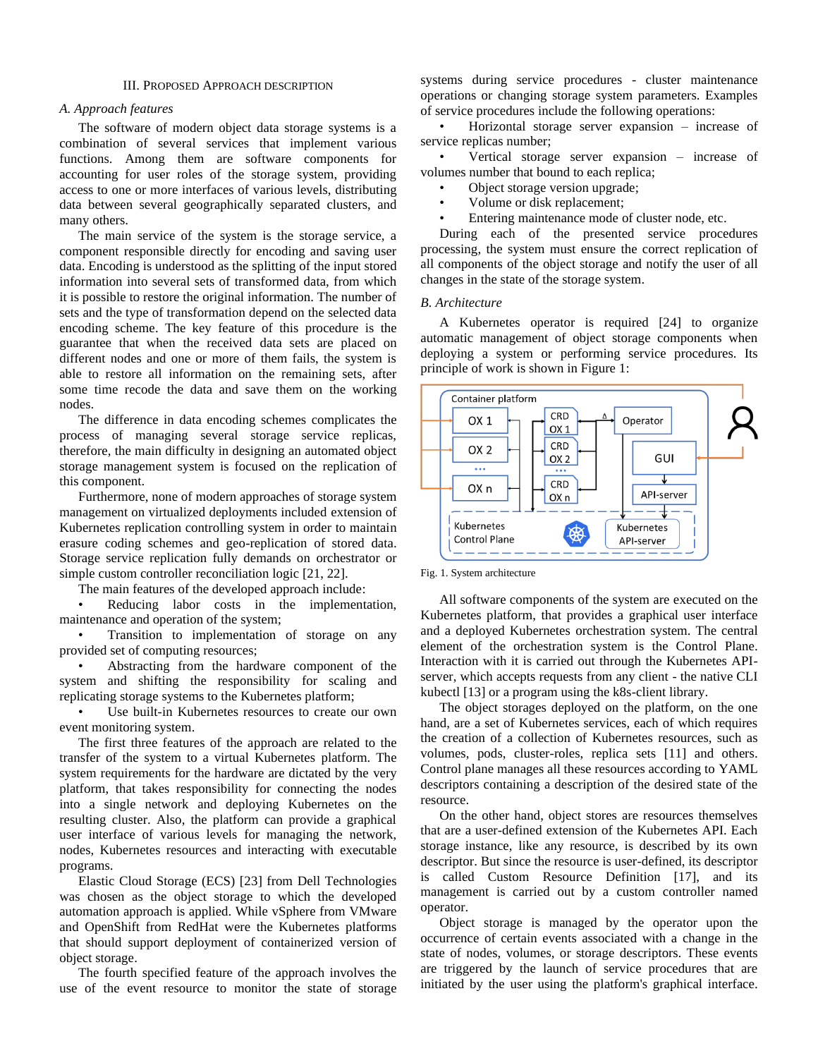### III. Proposed Approach description

#### A. Approach features

The software of modern object data storage systems is a combination of several services that implement various functions. Among them are software components for accounting for user roles of the storage system, providing access to one or more interfaces of various levels, distributing data between several geographically separated clusters, and many others.

The main service of the system is the storage service, a component responsible directly for encoding and saving user data. Encoding is understood as the splitting of the input stored information into several sets of transformed data, from which it is possible to restore the original information. The number of sets and the type of transformation depend on the selected data encoding scheme. The key feature of this procedure is the guarantee that when the received data sets are placed on different nodes and one or more of them fails, the system is able to restore all information on the remaining sets, after some time recode the data and save them on the working nodes.

The difference in data encoding schemes complicates the process of managing several storage service replicas, therefore, the main difficulty in designing an automated object storage management system is focused on the replication of this component.

Furthermore, none of modern approaches of storage system management on virtualized deployments included extension of Kubernetes replication controlling system in order to maintain erasure coding schemes and geo-replication of stored data. Storage service replication fully demands on orchestrator or simple custom controller reconciliation logic [21, 22].

The main features of the developed approach include:

- Reducing labor costs in the implementation, maintenance and operation of the system;
- Transition to implementation of storage on any provided set of computing resources;
- Abstracting from the hardware component of the system and shifting the responsibility for scaling and replicating storage systems to the Kubernetes platform;
- Use built-in Kubernetes resources to create our own event monitoring system.

The first three features of the approach are related to the transfer of the system to a virtual Kubernetes platform. The system requirements for the hardware are dictated by the very platform, that takes responsibility for connecting the nodes into a single network and deploying Kubernetes on the resulting cluster. Also, the platform can provide a graphical user interface of various levels for managing the network, nodes, Kubernetes resources and interacting with executable programs.

Elastic Cloud Storage (ECS) [23] from Dell Technologies was chosen as the object storage to which the developed automation approach is applied. While vSphere from VMware and OpenShift from RedHat were the Kubernetes platforms that should support deployment of containerized version of object storage.

The fourth specified feature of the approach involves the use of the event resource to monitor the state of storage systems during service procedures - cluster maintenance operations or changing storage system parameters. Examples of service procedures include the following operations:

- Horizontal storage server expansion – increase of service replicas number;
- Vertical storage server expansion – increase of volumes number that bound to each replica;
- Object storage version upgrade;
- Volume or disk replacement;
- Entering maintenance mode of cluster node, etc.

During each of the presented service procedures processing, the system must ensure the correct replication of all components of the object storage and notify the user of all changes in the state of the storage system.

#### B. Architecture

A Kubernetes operator is required [24] to organize automatic management of object storage components when deploying a system or performing service procedures. Its principle of work is shown in Figure 1:

Fig. 1. System architecture

All software components of the system are executed on the Kubernetes platform, that provides a graphical user interface and a deployed Kubernetes orchestration system. The central element of the orchestration system is the Control Plane. Interaction with it is carried out through the Kubernetes API-server, which accepts requests from any client - the native CLI kubectl [13] or a program using the k8s-client library.

The object storages deployed on the platform, on the one hand, are a set of Kubernetes services, each of which requires the creation of a collection of Kubernetes resources, such as volumes, pods, cluster-roles, replica sets [11] and others. Control plane manages all these resources according to YAML descriptors containing a description of the desired state of the resource.

On the other hand, object stores are resources themselves that are a user-defined extension of the Kubernetes API. Each storage instance, like any resource, is described by its own descriptor. But since the resource is user-defined, its descriptor is called Custom Resource Definition [17], and its management is carried out by a custom controller named operator.

Object storage is managed by the operator upon the occurrence of certain events associated with a change in the state of nodes, volumes, or storage descriptors. These events are triggered by the launch of service procedures that are initiated by the user using the platform's graphical interface.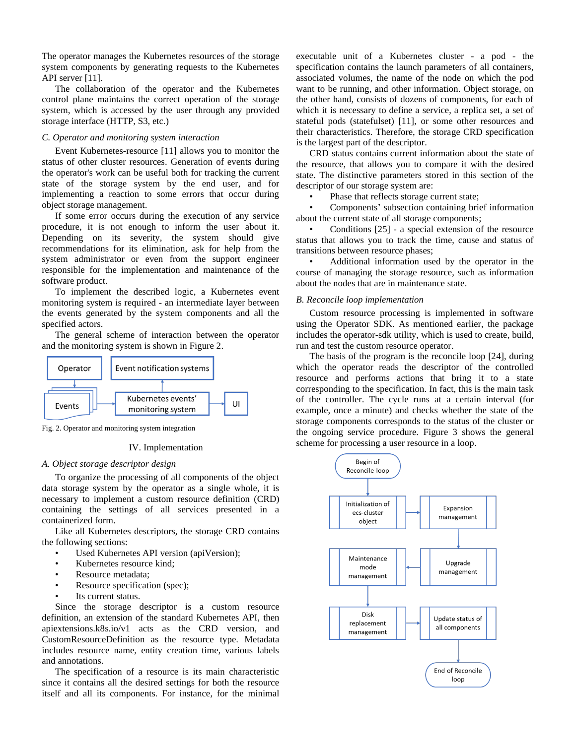The operator manages the Kubernetes resources of the storage system components by generating requests to the Kubernetes API server [11].

The collaboration of the operator and the Kubernetes control plane maintains the correct operation of the storage system, which is accessed by the user through any provided storage interface (HTTP, S3, etc.)

### *C. Operator and monitoring system interaction*

Event Kubernetes-resource [11] allows you to monitor the status of other cluster resources. Generation of events during the operator's work can be useful both for tracking the current state of the storage system by the end user, and for implementing a reaction to some errors that occur during object storage management.

If some error occurs during the execution of any service procedure, it is not enough to inform the user about it. Depending on its severity, the system should give recommendations for its elimination, ask for help from the system administrator or even from the support engineer responsible for the implementation and maintenance of the software product.

To implement the described logic, a Kubernetes event monitoring system is required - an intermediate layer between the events generated by the system components and all the specified actors.

The general scheme of interaction between the operator and the monitoring system is shown in Figure 2.

Fig. 2. Operator and monitoring system integration

## IV. Implementation

### *A. Object storage descriptor design*

To organize the processing of all components of the object data storage system by the operator as a single whole, it is necessary to implement a custom resource definition (CRD) containing the settings of all services presented in a containerized form.

Like all Kubernetes descriptors, the storage CRD contains the following sections:

- Used Kubernetes API version (apiVersion);
- Kubernetes resource kind;
- Resource metadata;
- Resource specification (spec);
- Its current status.

Since the storage descriptor is a custom resource definition, an extension of the standard Kubernetes API, then apiextensions.k8s.io/v1 acts as the CRD version, and CustomResourceDefinition as the resource type. Metadata includes resource name, entity creation time, various labels and annotations.

The specification of a resource is its main characteristic since it contains all the desired settings for both the resource itself and all its components. For instance, for the minimal executable unit of a Kubernetes cluster - a pod - the specification contains the launch parameters of all containers, associated volumes, the name of the node on which the pod want to be running, and other information. Object storage, on the other hand, consists of dozens of components, for each of which it is necessary to define a service, a replica set, a set of stateful pods (statefulset) [11], or some other resources and their characteristics. Therefore, the storage CRD specification is the largest part of the descriptor.

CRD status contains current information about the state of the resource, that allows you to compare it with the desired state. The distinctive parameters stored in this section of the descriptor of our storage system are:

- Phase that reflects storage current state;
- Components' subsection containing brief information about the current state of all storage components;
- Conditions [25] - a special extension of the resource status that allows you to track the time, cause and status of transitions between resource phases;
- Additional information used by the operator in the course of managing the storage resource, such as information about the nodes that are in maintenance state.

### *B. Reconcile loop implementation*

Custom resource processing is implemented in software using the Operator SDK. As mentioned earlier, the package includes the operator-sdk utility, which is used to create, build, run and test the custom resource operator.

The basis of the program is the reconcile loop [24], during which the operator reads the descriptor of the controlled resource and performs actions that bring it to a state corresponding to the specification. In fact, this is the main task of the controller. The cycle runs at a certain interval (for example, once a minute) and checks whether the state of the storage components corresponds to the status of the cluster or the ongoing service procedure. Figure 3 shows the general scheme for processing a user resource in a loop.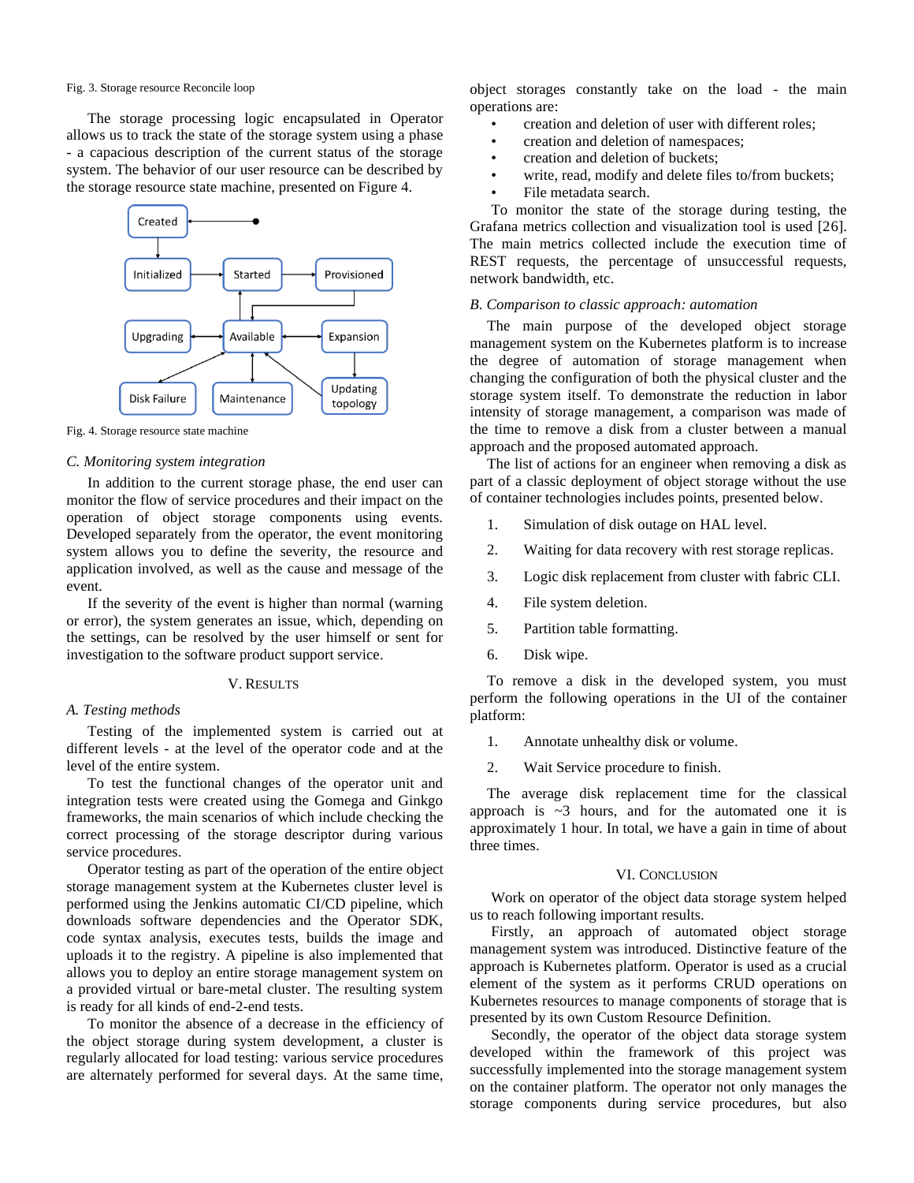Fig. 3. Storage resource Reconcile loop

The storage processing logic encapsulated in Operator allows us to track the state of the storage system using a phase - a capacious description of the current status of the storage system. The behavior of our user resource can be described by the storage resource state machine, presented on Figure 4.

Fig. 4. Storage resource state machine

### C. Monitoring system integration

In addition to the current storage phase, the end user can monitor the flow of service procedures and their impact on the operation of object storage components using events. Developed separately from the operator, the event monitoring system allows you to define the severity, the resource and application involved, as well as the cause and message of the event.

If the severity of the event is higher than normal (warning or error), the system generates an issue, which, depending on the settings, can be resolved by the user himself or sent for investigation to the software product support service.

## V. Results

### A. Testing methods

Testing of the implemented system is carried out at different levels - at the level of the operator code and at the level of the entire system.

To test the functional changes of the operator unit and integration tests were created using the Gomega and Ginkgo frameworks, the main scenarios of which include checking the correct processing of the storage descriptor during various service procedures.

Operator testing as part of the operation of the entire object storage management system at the Kubernetes cluster level is performed using the Jenkins automatic CI/CD pipeline, which downloads software dependencies and the Operator SDK, code syntax analysis, executes tests, builds the image and uploads it to the registry. A pipeline is also implemented that allows you to deploy an entire storage management system on a provided virtual or bare-metal cluster. The resulting system is ready for all kinds of end-2-end tests.

To monitor the absence of a decrease in the efficiency of the object storage during system development, a cluster is regularly allocated for load testing: various service procedures are alternately performed for several days. At the same time, object storages constantly take on the load - the main operations are:

- creation and deletion of user with different roles;
- creation and deletion of namespaces;
- creation and deletion of buckets;
- write, read, modify and delete files to/from buckets;
- File metadata search.

To monitor the state of the storage during testing, the Grafana metrics collection and visualization tool is used [26]. The main metrics collected include the execution time of REST requests, the percentage of unsuccessful requests, network bandwidth, etc.

### B. Comparison to classic approach: automation

The main purpose of the developed object storage management system on the Kubernetes platform is to increase the degree of automation of storage management when changing the configuration of both the physical cluster and the storage system itself. To demonstrate the reduction in labor intensity of storage management, a comparison was made of the time to remove a disk from a cluster between a manual approach and the proposed automated approach.

The list of actions for an engineer when removing a disk as part of a classic deployment of object storage without the use of container technologies includes points, presented below.

1. Simulation of disk outage on HAL level.
2. Waiting for data recovery with rest storage replicas.
3. Logic disk replacement from cluster with fabric CLI.
4. File system deletion.
5. Partition table formatting.
6. Disk wipe.

To remove a disk in the developed system, you must perform the following operations in the UI of the container platform:

1. Annotate unhealthy disk or volume.
2. Wait Service procedure to finish.

The average disk replacement time for the classical approach is ~3 hours, and for the automated one it is approximately 1 hour. In total, we have a gain in time of about three times.

## VI. Conclusion

Work on operator of the object data storage system helped us to reach following important results.

Firstly, an approach of automated object storage management system was introduced. Distinctive feature of the approach is Kubernetes platform. Operator is used as a crucial element of the system as it performs CRUD operations on Kubernetes resources to manage components of storage that is presented by its own Custom Resource Definition.

Secondly, the operator of the object data storage system developed within the framework of this project was successfully implemented into the storage management system on the container platform. The operator not only manages the storage components during service procedures, but also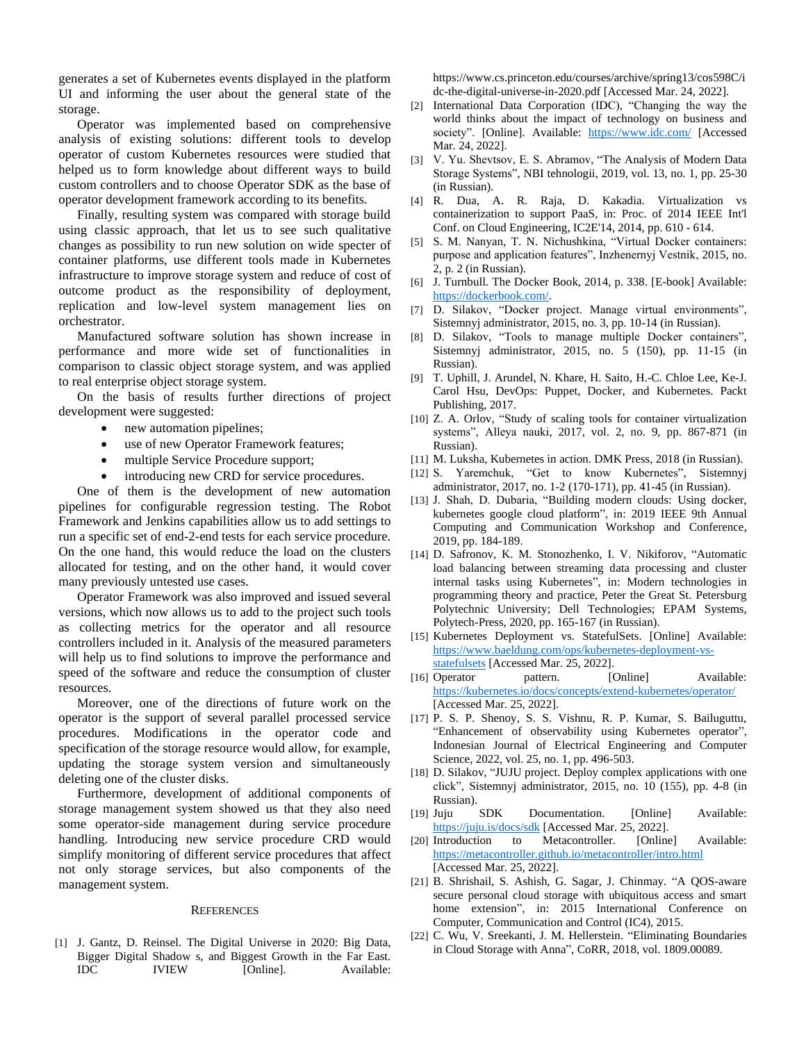generates a set of Kubernetes events displayed in the platform UI and informing the user about the general state of the storage.

Operator was implemented based on comprehensive analysis of existing solutions: different tools to develop operator of custom Kubernetes resources were studied that helped us to form knowledge about different ways to build custom controllers and to choose Operator SDK as the base of operator development framework according to its benefits.

Finally, resulting system was compared with storage build using classic approach, that let us to see such qualitative changes as possibility to run new solution on wide specter of container platforms, use different tools made in Kubernetes infrastructure to improve storage system and reduce of cost of outcome product as the responsibility of deployment, replication and low-level system management lies on orchestrator.

Manufactured software solution has shown increase in performance and more wide set of functionalities in comparison to classic object storage system, and was applied to real enterprise object storage system.

On the basis of results further directions of project development were suggested:

- new automation pipelines;
- use of new Operator Framework features;
- multiple Service Procedure support;
- introducing new CRD for service procedures.

One of them is the development of new automation pipelines for configurable regression testing. The Robot Framework and Jenkins capabilities allow us to add settings to run a specific set of end-2-end tests for each service procedure. On the one hand, this would reduce the load on the clusters allocated for testing, and on the other hand, it would cover many previously untested use cases.

Operator Framework was also improved and issued several versions, which now allows us to add to the project such tools as collecting metrics for the operator and all resource controllers included in it. Analysis of the measured parameters will help us to find solutions to improve the performance and speed of the software and reduce the consumption of cluster resources.

Moreover, one of the directions of future work on the operator is the support of several parallel processed service procedures. Modifications in the operator code and specification of the storage resource would allow, for example, updating the storage system version and simultaneously deleting one of the cluster disks.

Furthermore, development of additional components of storage management system showed us that they also need some operator-side management during service procedure handling. Introducing new service procedure CRD would simplify monitoring of different service procedures that affect not only storage services, but also components of the management system.

## References

[1] J. Gantz, D. Reinsel. The Digital Universe in 2020: Big Data, Bigger Digital Shadow s, and Biggest Growth in the Far East. IDC IVIEW [Online]. Available: https://www.cs.princeton.edu/courses/archive/spring13/cos598C/idc-the-digital-universe-in-2020.pdf [Accessed Mar. 24, 2022].

[2] International Data Corporation (IDC), "Changing the way the world thinks about the impact of technology on business and society". [Online]. Available: https://www.idc.com/ [Accessed Mar. 24, 2022].

[3] V. Yu. Shevtsov, E. S. Abramov, "The Analysis of Modern Data Storage Systems", NBI tehnologii, 2019, vol. 13, no. 1, pp. 25-30 (in Russian).

[4] R. Dua, A. R. Raja, D. Kakadia. Virtualization vs containerization to support PaaS, in: Proc. of 2014 IEEE Int'l Conf. on Cloud Engineering, IC2E'14, 2014, pp. 610 - 614.

[5] S. M. Nanyan, T. N. Nichushkina, "Virtual Docker containers: purpose and application features", Inzhenernyj Vestnik, 2015, no. 2, p. 2 (in Russian).

[6] J. Turnbull. The Docker Book, 2014, p. 338. [E-book] Available: https://dockerbook.com/.

[7] D. Silakov, "Docker project. Manage virtual environments", Sistemnyj administrator, 2015, no. 3, pp. 10-14 (in Russian).

[8] D. Silakov, "Tools to manage multiple Docker containers", Sistemnyj administrator, 2015, no. 5 (150), pp. 11-15 (in Russian).

[9] T. Uphill, J. Arundel, N. Khare, H. Saito, H.-C. Chloe Lee, Ke-J. Carol Hsu, DevOps: Puppet, Docker, and Kubernetes. Packt Publishing, 2017.

[10] Z. A. Orlov, "Study of scaling tools for container virtualization systems", Alleya nauki, 2017, vol. 2, no. 9, pp. 867-871 (in Russian).

[11] M. Luksha, Kubernetes in action. DMK Press, 2018 (in Russian).

[12] S. Yaremchuk, "Get to know Kubernetes", Sistemnyj administrator, 2017, no. 1-2 (170-171), pp. 41-45 (in Russian).

[13] J. Shah, D. Dubaria, "Building modern clouds: Using docker, kubernetes google cloud platform", in: 2019 IEEE 9th Annual Computing and Communication Workshop and Conference, 2019, pp. 184-189.

[14] D. Safronov, K. M. Stonozhenko, I. V. Nikiforov, "Automatic load balancing between streaming data processing and cluster internal tasks using Kubernetes", in: Modern technologies in programming theory and practice, Peter the Great St. Petersburg Polytechnic University; Dell Technologies; EPAM Systems, Polytech-Press, 2020, pp. 165-167 (in Russian).

[15] Kubernetes Deployment vs. StatefulSets. [Online] Available: https://www.baeldung.com/ops/kubernetes-deployment-vs-statefulsets [Accessed Mar. 25, 2022].

[16] Operator pattern. [Online] Available: https://kubernetes.io/docs/concepts/extend-kubernetes/operator/ [Accessed Mar. 25, 2022].

[17] P. S. P. Shenoy, S. S. Vishnu, R. P. Kumar, S. Bailuguttu, "Enhancement of observability using Kubernetes operator", Indonesian Journal of Electrical Engineering and Computer Science, 2022, vol. 25, no. 1, pp. 496-503.

[18] D. Silakov, "JUJU project. Deploy complex applications with one click", Sistemnyj administrator, 2015, no. 10 (155), pp. 4-8 (in Russian).

[19] Juju SDK Documentation. [Online] Available: https://juju.is/docs/sdk [Accessed Mar. 25, 2022].

[20] Introduction to Metacontroller. [Online] Available: https://metacontroller.github.io/metacontroller/intro.html [Accessed Mar. 25, 2022].

[21] B. Shrishail, S. Ashish, G. Sagar, J. Chinmay. "A QOS-aware secure personal cloud storage with ubiquitous access and smart home extension", in: 2015 International Conference on Computer, Communication and Control (IC4), 2015.

[22] C. Wu, V. Sreekanti, J. M. Hellerstein. "Eliminating Boundaries in Cloud Storage with Anna", CoRR, 2018, vol. 1809.00089.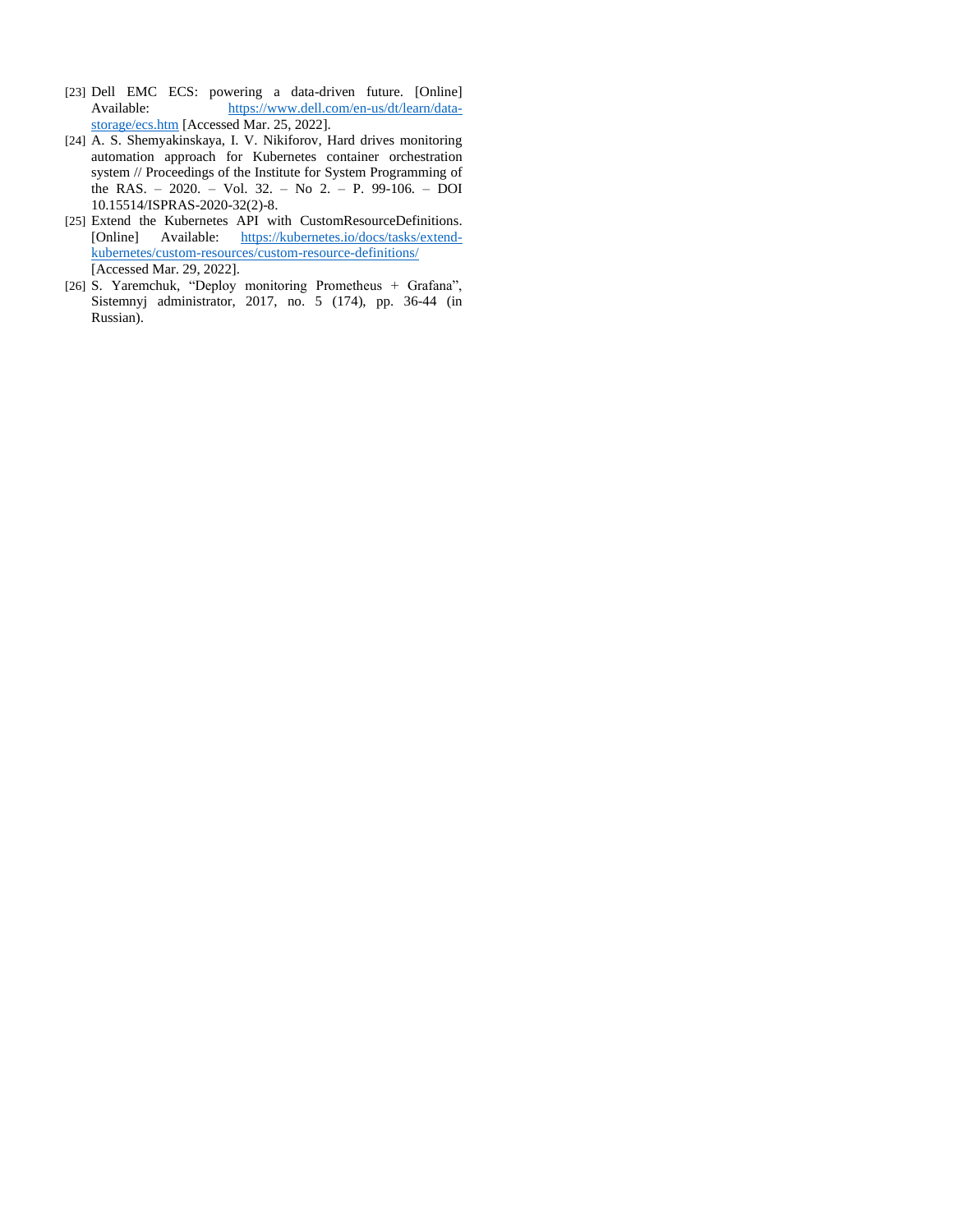[23] Dell EMC ECS: powering a data-driven future. [Online] Available: https://www.dell.com/en-us/dt/learn/data-storage/ecs.htm [Accessed Mar. 25, 2022].

[24] A. S. Shemyakinskaya, I. V. Nikiforov, Hard drives monitoring automation approach for Kubernetes container orchestration system // Proceedings of the Institute for System Programming of the RAS. – 2020. – Vol. 32. – No 2. – P. 99-106. – DOI 10.15514/ISPRAS-2020-32(2)-8.

[25] Extend the Kubernetes API with CustomResourceDefinitions. [Online] Available: https://kubernetes.io/docs/tasks/extend-kubernetes/custom-resources/custom-resource-definitions/ [Accessed Mar. 29, 2022].

[26] S. Yaremchuk, "Deploy monitoring Prometheus + Grafana", Sistemnyj administrator, 2017, no. 5 (174), pp. 36-44 (in Russian).